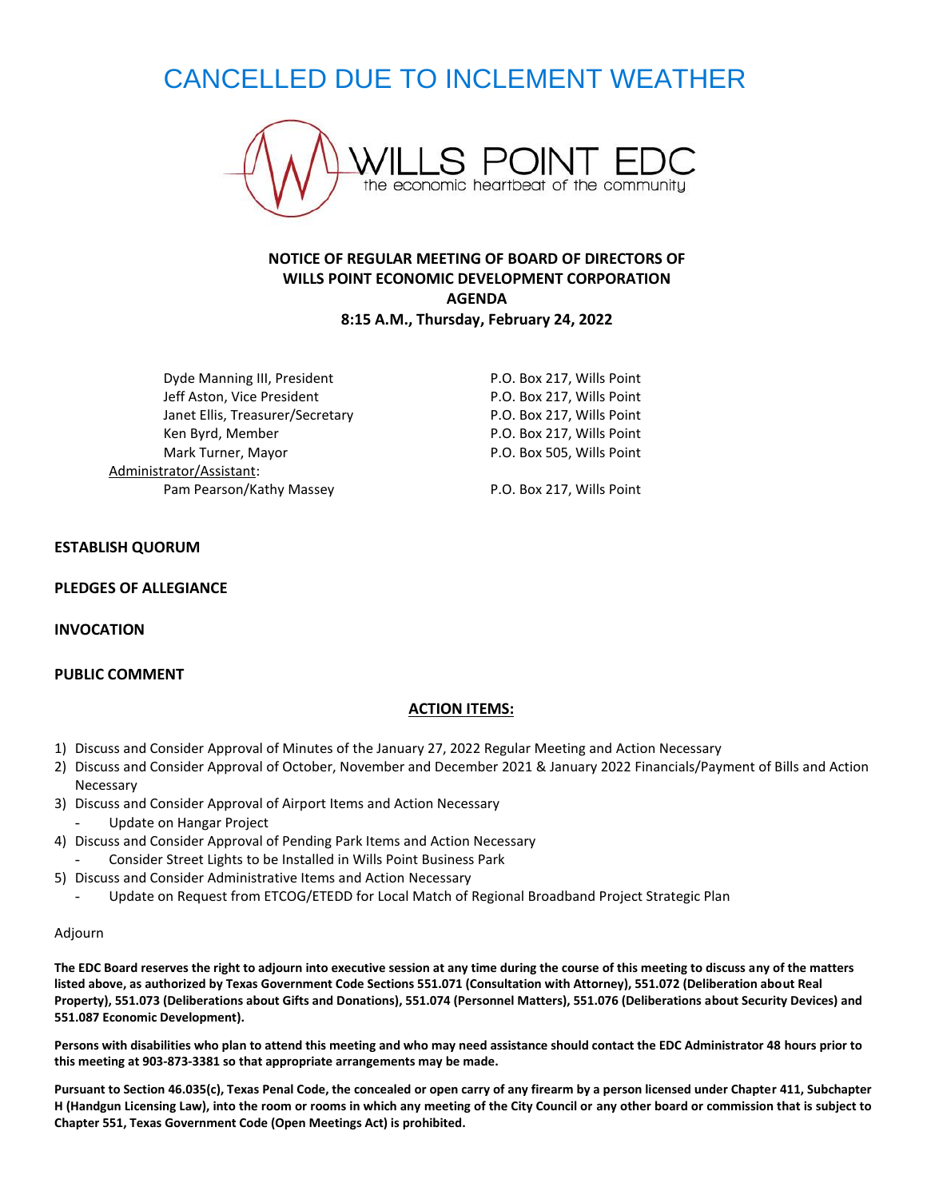# CANCELLED DUE TO INCLEMENT WEATHER

WILLS POINT EDC
the economic heartbeat of the community

**NOTICE OF REGULAR MEETING OF BOARD OF DIRECTORS OF WILLS POINT ECONOMIC DEVELOPMENT CORPORATION**
**AGENDA**
**8:15 A.M., Thursday, February 24, 2022**

| | |
|---|---|
| Dyde Manning III, President | P.O. Box 217, Wills Point |
| Jeff Aston, Vice President | P.O. Box 217, Wills Point |
| Janet Ellis, Treasurer/Secretary | P.O. Box 217, Wills Point |
| Ken Byrd, Member | P.O. Box 217, Wills Point |
| Mark Turner, Mayor | P.O. Box 505, Wills Point |
| Administrator/Assistant: | |
| Pam Pearson/Kathy Massey | P.O. Box 217, Wills Point |

**ESTABLISH QUORUM**

**PLEDGES OF ALLEGIANCE**

**INVOCATION**

**PUBLIC COMMENT**

**ACTION ITEMS:**

1) Discuss and Consider Approval of Minutes of the January 27, 2022 Regular Meeting and Action Necessary
2) Discuss and Consider Approval of October, November and December 2021 & January 2022 Financials/Payment of Bills and Action Necessary
3) Discuss and Consider Approval of Airport Items and Action Necessary
   - Update on Hangar Project
4) Discuss and Consider Approval of Pending Park Items and Action Necessary
   - Consider Street Lights to be Installed in Wills Point Business Park
5) Discuss and Consider Administrative Items and Action Necessary
   - Update on Request from ETCOG/ETEDD for Local Match of Regional Broadband Project Strategic Plan

Adjourn

**The EDC Board reserves the right to adjourn into executive session at any time during the course of this meeting to discuss any of the matters listed above, as authorized by Texas Government Code Sections 551.071 (Consultation with Attorney), 551.072 (Deliberation about Real Property), 551.073 (Deliberations about Gifts and Donations), 551.074 (Personnel Matters), 551.076 (Deliberations about Security Devices) and 551.087 Economic Development).**

**Persons with disabilities who plan to attend this meeting and who may need assistance should contact the EDC Administrator 48 hours prior to this meeting at 903-873-3381 so that appropriate arrangements may be made.**

**Pursuant to Section 46.035(c), Texas Penal Code, the concealed or open carry of any firearm by a person licensed under Chapter 411, Subchapter H (Handgun Licensing Law), into the room or rooms in which any meeting of the City Council or any other board or commission that is subject to Chapter 551, Texas Government Code (Open Meetings Act) is prohibited.**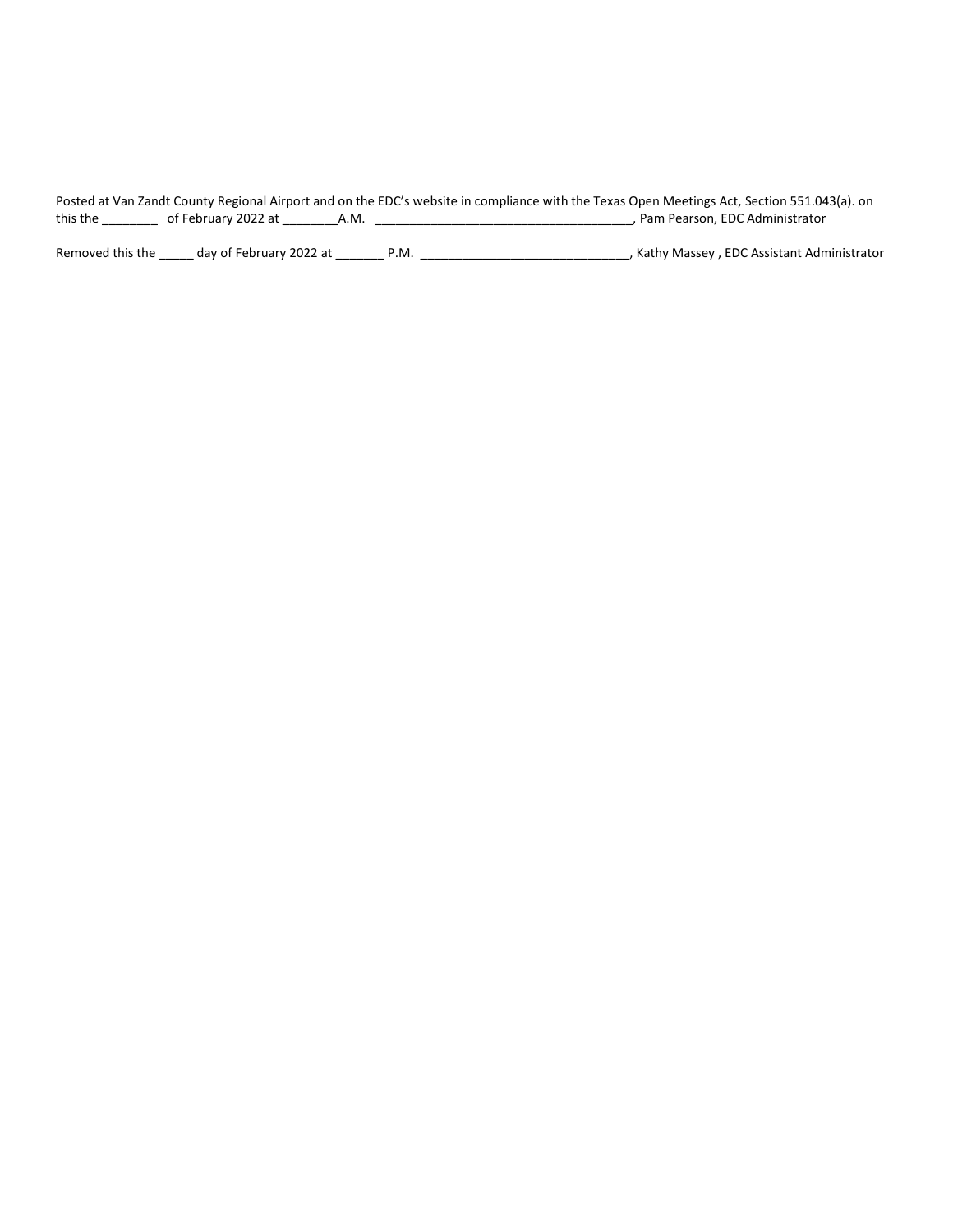Posted at Van Zandt County Regional Airport and on the EDC's website in compliance with the Texas Open Meetings Act, Section 551.043(a). on this the ________ of February 2022 at ________A.M. ____________________________________, Pam Pearson, EDC Administrator

Removed this the _____ day of February 2022 at _______ P.M. _____________________________, Kathy Massey , EDC Assistant Administrator